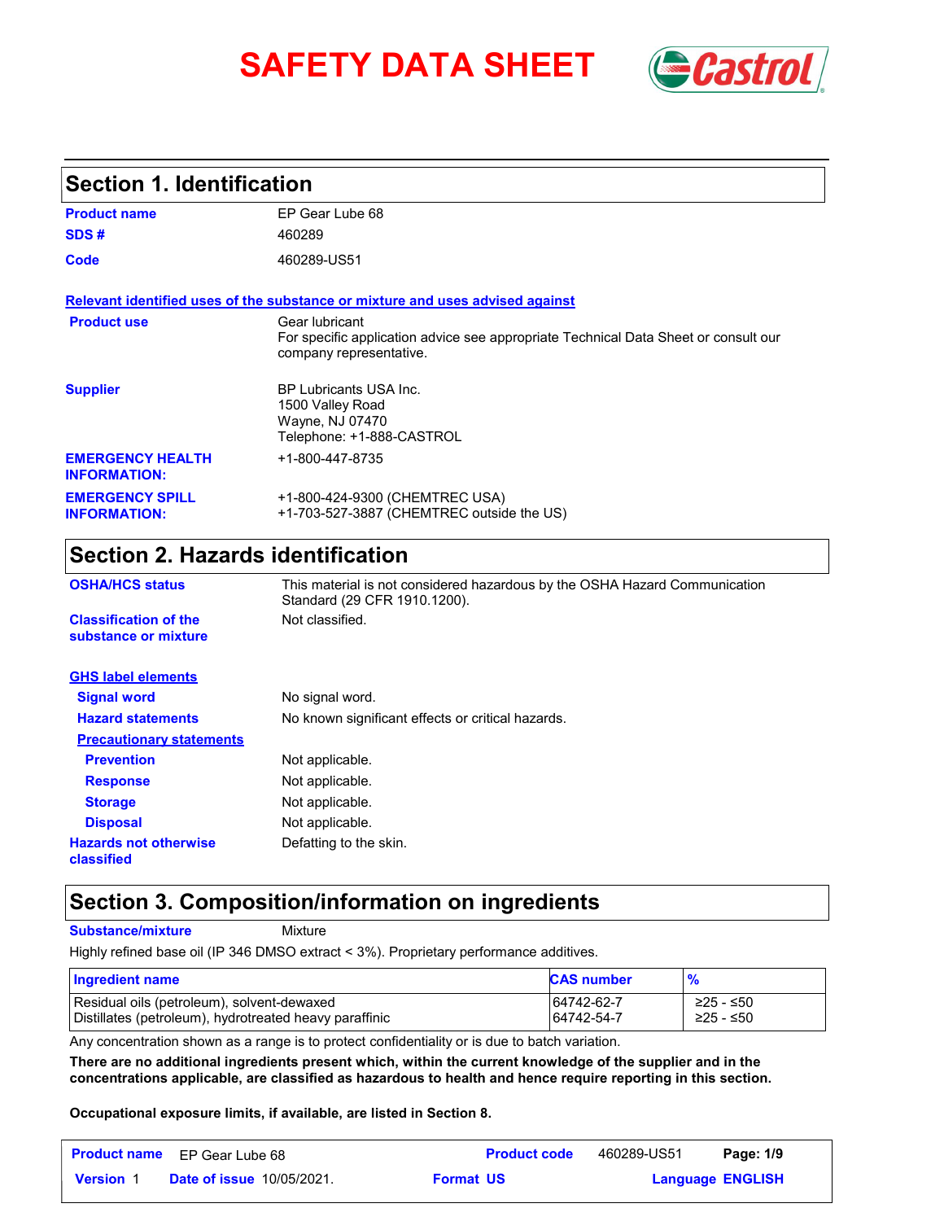# SAFETY DATA SHEET

## Section 1. Identification

**Product name** EP Gear Lube 68

**SDS #** 460289

**Code** 460289-US51

**Relevant identified uses of the substance or mixture and uses advised against**

**Product use** Gear lubricant
For specific application advice see appropriate Technical Data Sheet or consult our company representative.

**Supplier** BP Lubricants USA Inc.
1500 Valley Road
Wayne, NJ 07470
Telephone: +1-888-CASTROL

**EMERGENCY HEALTH INFORMATION:** +1-800-447-8735

**EMERGENCY SPILL INFORMATION:** +1-800-424-9300 (CHEMTREC USA)
+1-703-527-3887 (CHEMTREC outside the US)

## Section 2. Hazards identification

**OSHA/HCS status** This material is not considered hazardous by the OSHA Hazard Communication Standard (29 CFR 1910.1200).

**Classification of the substance or mixture** Not classified.

**GHS label elements**

**Signal word** No signal word.

**Hazard statements** No known significant effects or critical hazards.

**Precautionary statements**

**Prevention** Not applicable.

**Response** Not applicable.

**Storage** Not applicable.

**Disposal** Not applicable.

**Hazards not otherwise classified** Defatting to the skin.

## Section 3. Composition/information on ingredients

**Substance/mixture** Mixture

Highly refined base oil (IP 346 DMSO extract < 3%). Proprietary performance additives.

| Ingredient name | CAS number | % |
| --- | --- | --- |
| Residual oils (petroleum), solvent-dewaxed | 64742-62-7 | ≥25 - ≤50 |
| Distillates (petroleum), hydrotreated heavy paraffinic | 64742-54-7 | ≥25 - ≤50 |

Any concentration shown as a range is to protect confidentiality or is due to batch variation.

**There are no additional ingredients present which, within the current knowledge of the supplier and in the concentrations applicable, are classified as hazardous to health and hence require reporting in this section.**

**Occupational exposure limits, if available, are listed in Section 8.**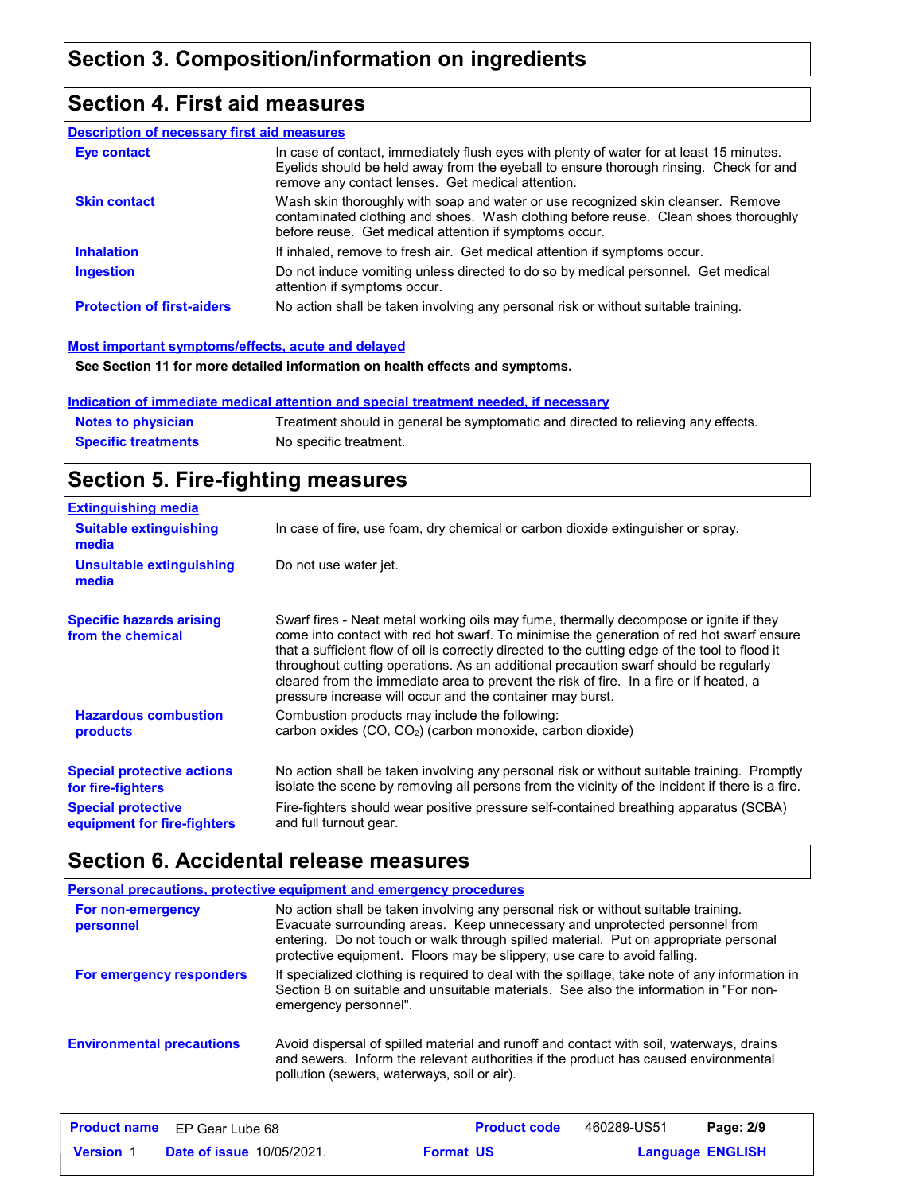## Section 3. Composition/information on ingredients

## Section 4. First aid measures

### Description of necessary first aid measures

| | |
|---|---|
| **Eye contact** | In case of contact, immediately flush eyes with plenty of water for at least 15 minutes. Eyelids should be held away from the eyeball to ensure thorough rinsing. Check for and remove any contact lenses. Get medical attention. |
| **Skin contact** | Wash skin thoroughly with soap and water or use recognized skin cleanser. Remove contaminated clothing and shoes. Wash clothing before reuse. Clean shoes thoroughly before reuse. Get medical attention if symptoms occur. |
| **Inhalation** | If inhaled, remove to fresh air. Get medical attention if symptoms occur. |
| **Ingestion** | Do not induce vomiting unless directed to do so by medical personnel. Get medical attention if symptoms occur. |
| **Protection of first-aiders** | No action shall be taken involving any personal risk or without suitable training. |

### Most important symptoms/effects, acute and delayed

**See Section 11 for more detailed information on health effects and symptoms.**

### Indication of immediate medical attention and special treatment needed, if necessary

| | |
|---|---|
| **Notes to physician** | Treatment should in general be symptomatic and directed to relieving any effects. |
| **Specific treatments** | No specific treatment. |

## Section 5. Fire-fighting measures

### Extinguishing media

| | |
|---|---|
| **Suitable extinguishing media** | In case of fire, use foam, dry chemical or carbon dioxide extinguisher or spray. |
| **Unsuitable extinguishing media** | Do not use water jet. |

| | |
|---|---|
| **Specific hazards arising from the chemical** | Swarf fires - Neat metal working oils may fume, thermally decompose or ignite if they come into contact with red hot swarf. To minimise the generation of red hot swarf ensure that a sufficient flow of oil is correctly directed to the cutting edge of the tool to flood it throughout cutting operations. As an additional precaution swarf should be regularly cleared from the immediate area to prevent the risk of fire. In a fire or if heated, a pressure increase will occur and the container may burst. |
| **Hazardous combustion products** | Combustion products may include the following: carbon oxides (CO, $CO_2$) (carbon monoxide, carbon dioxide) |
| **Special protective actions for fire-fighters** | No action shall be taken involving any personal risk or without suitable training. Promptly isolate the scene by removing all persons from the vicinity of the incident if there is a fire. |
| **Special protective equipment for fire-fighters** | Fire-fighters should wear positive pressure self-contained breathing apparatus (SCBA) and full turnout gear. |

## Section 6. Accidental release measures

### Personal precautions, protective equipment and emergency procedures

| | |
|---|---|
| **For non-emergency personnel** | No action shall be taken involving any personal risk or without suitable training. Evacuate surrounding areas. Keep unnecessary and unprotected personnel from entering. Do not touch or walk through spilled material. Put on appropriate personal protective equipment. Floors may be slippery; use care to avoid falling. |
| **For emergency responders** | If specialized clothing is required to deal with the spillage, take note of any information in Section 8 on suitable and unsuitable materials. See also the information in "For non-emergency personnel". |

| | |
|---|---|
| **Environmental precautions** | Avoid dispersal of spilled material and runoff and contact with soil, waterways, drains and sewers. Inform the relevant authorities if the product has caused environmental pollution (sewers, waterways, soil or air). |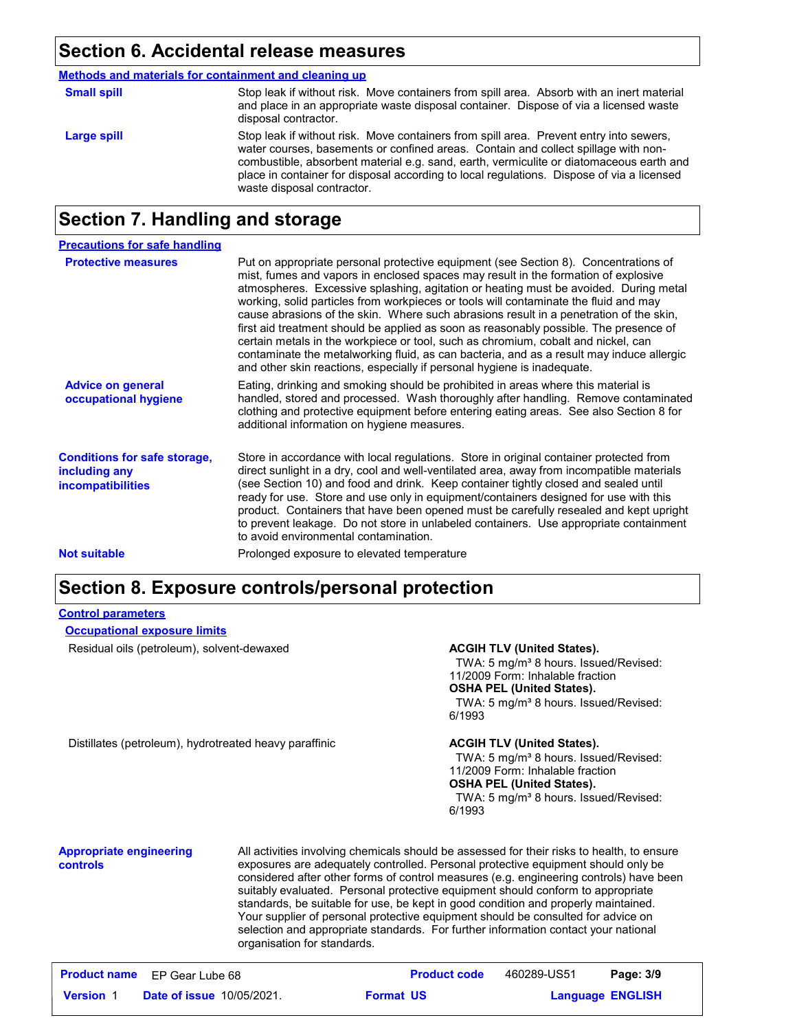## Section 6. Accidental release measures

**Methods and materials for containment and cleaning up**

**Small spill** — Stop leak if without risk. Move containers from spill area. Absorb with an inert material and place in an appropriate waste disposal container. Dispose of via a licensed waste disposal contractor.

**Large spill** — Stop leak if without risk. Move containers from spill area. Prevent entry into sewers, water courses, basements or confined areas. Contain and collect spillage with non-combustible, absorbent material e.g. sand, earth, vermiculite or diatomaceous earth and place in container for disposal according to local regulations. Dispose of via a licensed waste disposal contractor.

## Section 7. Handling and storage

**Precautions for safe handling**

**Protective measures** — Put on appropriate personal protective equipment (see Section 8). Concentrations of mist, fumes and vapors in enclosed spaces may result in the formation of explosive atmospheres. Excessive splashing, agitation or heating must be avoided. During metal working, solid particles from workpieces or tools will contaminate the fluid and may cause abrasions of the skin. Where such abrasions result in a penetration of the skin, first aid treatment should be applied as soon as reasonably possible. The presence of certain metals in the workpiece or tool, such as chromium, cobalt and nickel, can contaminate the metalworking fluid, as can bacteria, and as a result may induce allergic and other skin reactions, especially if personal hygiene is inadequate.

**Advice on general occupational hygiene** — Eating, drinking and smoking should be prohibited in areas where this material is handled, stored and processed. Wash thoroughly after handling. Remove contaminated clothing and protective equipment before entering eating areas. See also Section 8 for additional information on hygiene measures.

**Conditions for safe storage, including any incompatibilities** — Store in accordance with local regulations. Store in original container protected from direct sunlight in a dry, cool and well-ventilated area, away from incompatible materials (see Section 10) and food and drink. Keep container tightly closed and sealed until ready for use. Store and use only in equipment/containers designed for use with this product. Containers that have been opened must be carefully resealed and kept upright to prevent leakage. Do not store in unlabeled containers. Use appropriate containment to avoid environmental contamination.

**Not suitable** — Prolonged exposure to elevated temperature

## Section 8. Exposure controls/personal protection

**Control parameters**

**Occupational exposure limits**

| Ingredient name | Exposure limits |
|---|---|
| Residual oils (petroleum), solvent-dewaxed | **ACGIH TLV (United States).** TWA: 5 mg/m³ 8 hours. Issued/Revised: 11/2009 Form: Inhalable fraction **OSHA PEL (United States).** TWA: 5 mg/m³ 8 hours. Issued/Revised: 6/1993 |
| Distillates (petroleum), hydrotreated heavy paraffinic | **ACGIH TLV (United States).** TWA: 5 mg/m³ 8 hours. Issued/Revised: 11/2009 Form: Inhalable fraction **OSHA PEL (United States).** TWA: 5 mg/m³ 8 hours. Issued/Revised: 6/1993 |

**Appropriate engineering controls** — All activities involving chemicals should be assessed for their risks to health, to ensure exposures are adequately controlled. Personal protective equipment should only be considered after other forms of control measures (e.g. engineering controls) have been suitably evaluated. Personal protective equipment should conform to appropriate standards, be suitable for use, be kept in good condition and properly maintained. Your supplier of personal protective equipment should be consulted for advice on selection and appropriate standards. For further information contact your national organisation for standards.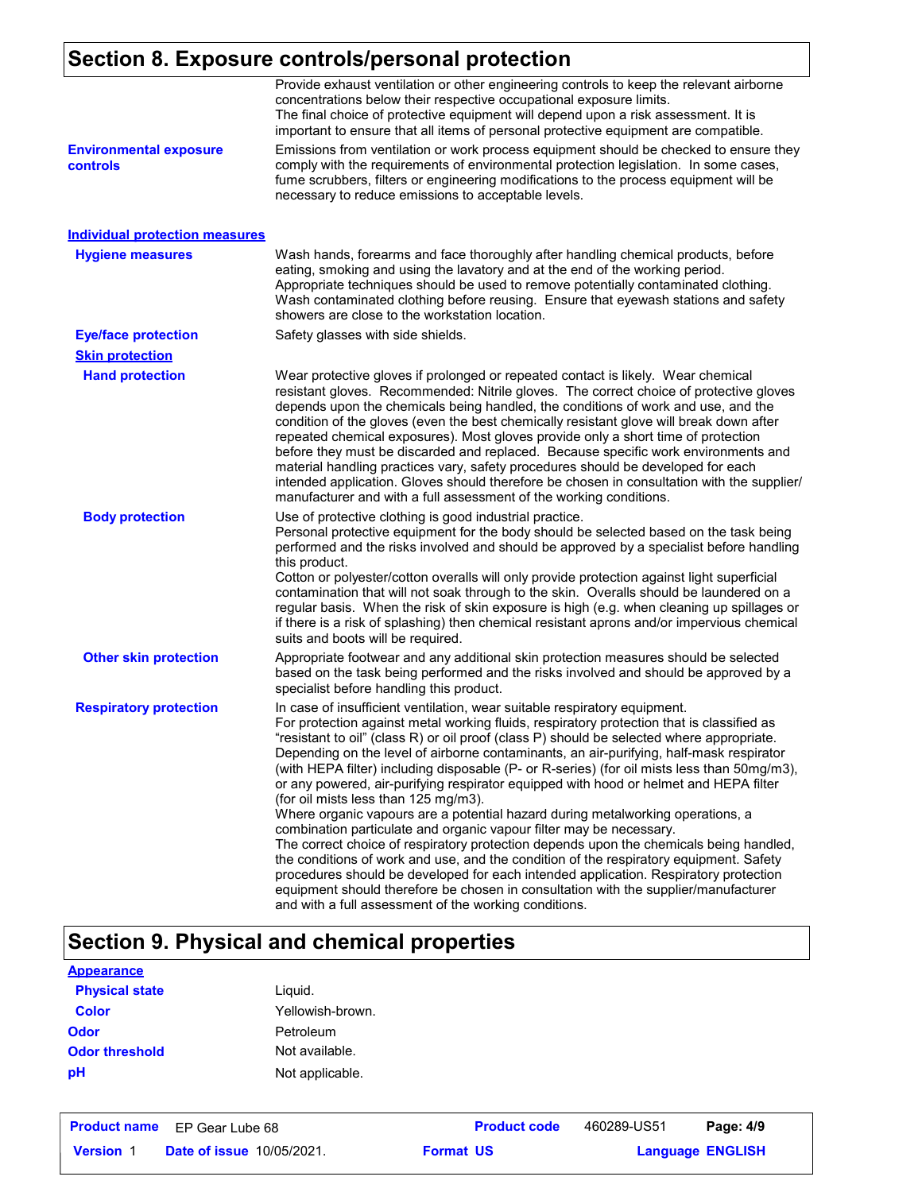## Section 8. Exposure controls/personal protection

Provide exhaust ventilation or other engineering controls to keep the relevant airborne concentrations below their respective occupational exposure limits.
The final choice of protective equipment will depend upon a risk assessment. It is important to ensure that all items of personal protective equipment are compatible.

**Environmental exposure controls**: Emissions from ventilation or work process equipment should be checked to ensure they comply with the requirements of environmental protection legislation. In some cases, fume scrubbers, filters or engineering modifications to the process equipment will be necessary to reduce emissions to acceptable levels.

### Individual protection measures

**Hygiene measures**: Wash hands, forearms and face thoroughly after handling chemical products, before eating, smoking and using the lavatory and at the end of the working period. Appropriate techniques should be used to remove potentially contaminated clothing. Wash contaminated clothing before reusing. Ensure that eyewash stations and safety showers are close to the workstation location.

**Eye/face protection**: Safety glasses with side shields.

**Skin protection**

**Hand protection**: Wear protective gloves if prolonged or repeated contact is likely. Wear chemical resistant gloves. Recommended: Nitrile gloves. The correct choice of protective gloves depends upon the chemicals being handled, the conditions of work and use, and the condition of the gloves (even the best chemically resistant glove will break down after repeated chemical exposures). Most gloves provide only a short time of protection before they must be discarded and replaced. Because specific work environments and material handling practices vary, safety procedures should be developed for each intended application. Gloves should therefore be chosen in consultation with the supplier/manufacturer and with a full assessment of the working conditions.

**Body protection**: Use of protective clothing is good industrial practice.
Personal protective equipment for the body should be selected based on the task being performed and the risks involved and should be approved by a specialist before handling this product.
Cotton or polyester/cotton overalls will only provide protection against light superficial contamination that will not soak through to the skin. Overalls should be laundered on a regular basis. When the risk of skin exposure is high (e.g. when cleaning up spillages or if there is a risk of splashing) then chemical resistant aprons and/or impervious chemical suits and boots will be required.

**Other skin protection**: Appropriate footwear and any additional skin protection measures should be selected based on the task being performed and the risks involved and should be approved by a specialist before handling this product.

**Respiratory protection**: In case of insufficient ventilation, wear suitable respiratory equipment.
For protection against metal working fluids, respiratory protection that is classified as "resistant to oil" (class R) or oil proof (class P) should be selected where appropriate. Depending on the level of airborne contaminants, an air-purifying, half-mask respirator (with HEPA filter) including disposable (P- or R-series) (for oil mists less than 50mg/m3), or any powered, air-purifying respirator equipped with hood or helmet and HEPA filter (for oil mists less than 125 mg/m3).
Where organic vapours are a potential hazard during metalworking operations, a combination particulate and organic vapour filter may be necessary.
The correct choice of respiratory protection depends upon the chemicals being handled, the conditions of work and use, and the condition of the respiratory equipment. Safety procedures should be developed for each intended application. Respiratory protection equipment should therefore be chosen in consultation with the supplier/manufacturer and with a full assessment of the working conditions.

## Section 9. Physical and chemical properties

**Appearance**

| | |
|---|---|
| Physical state | Liquid. |
| Color | Yellowish-brown. |
| Odor | Petroleum |
| Odor threshold | Not available. |
| pH | Not applicable. |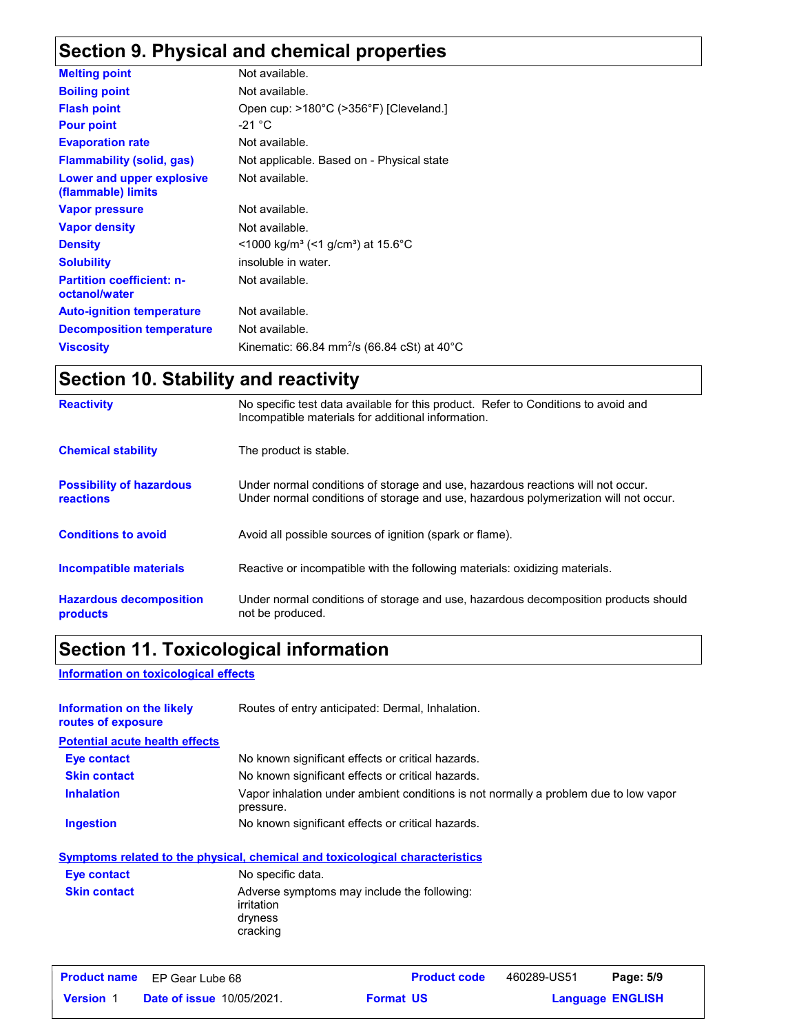## Section 9. Physical and chemical properties

| | |
|---|---|
| **Melting point** | Not available. |
| **Boiling point** | Not available. |
| **Flash point** | Open cup: >180°C (>356°F) [Cleveland.] |
| **Pour point** | -21 °C |
| **Evaporation rate** | Not available. |
| **Flammability (solid, gas)** | Not applicable. Based on - Physical state |
| **Lower and upper explosive (flammable) limits** | Not available. |
| **Vapor pressure** | Not available. |
| **Vapor density** | Not available. |
| **Density** | <1000 kg/m³ (<1 g/cm³) at 15.6°C |
| **Solubility** | insoluble in water. |
| **Partition coefficient: n-octanol/water** | Not available. |
| **Auto-ignition temperature** | Not available. |
| **Decomposition temperature** | Not available. |
| **Viscosity** | Kinematic: 66.84 $mm^2/s$ (66.84 cSt) at 40°C |

## Section 10. Stability and reactivity

| | |
|---|---|
| **Reactivity** | No specific test data available for this product. Refer to Conditions to avoid and Incompatible materials for additional information. |
| **Chemical stability** | The product is stable. |
| **Possibility of hazardous reactions** | Under normal conditions of storage and use, hazardous reactions will not occur. Under normal conditions of storage and use, hazardous polymerization will not occur. |
| **Conditions to avoid** | Avoid all possible sources of ignition (spark or flame). |
| **Incompatible materials** | Reactive or incompatible with the following materials: oxidizing materials. |
| **Hazardous decomposition products** | Under normal conditions of storage and use, hazardous decomposition products should not be produced. |

## Section 11. Toxicological information

**Information on toxicological effects**

| | |
|---|---|
| **Information on the likely routes of exposure** | Routes of entry anticipated: Dermal, Inhalation. |

**Potential acute health effects**

| | |
|---|---|
| **Eye contact** | No known significant effects or critical hazards. |
| **Skin contact** | No known significant effects or critical hazards. |
| **Inhalation** | Vapor inhalation under ambient conditions is not normally a problem due to low vapor pressure. |
| **Ingestion** | No known significant effects or critical hazards. |

**Symptoms related to the physical, chemical and toxicological characteristics**

| | |
|---|---|
| **Eye contact** | No specific data. |
| **Skin contact** | Adverse symptoms may include the following:<br>irritation<br>dryness<br>cracking |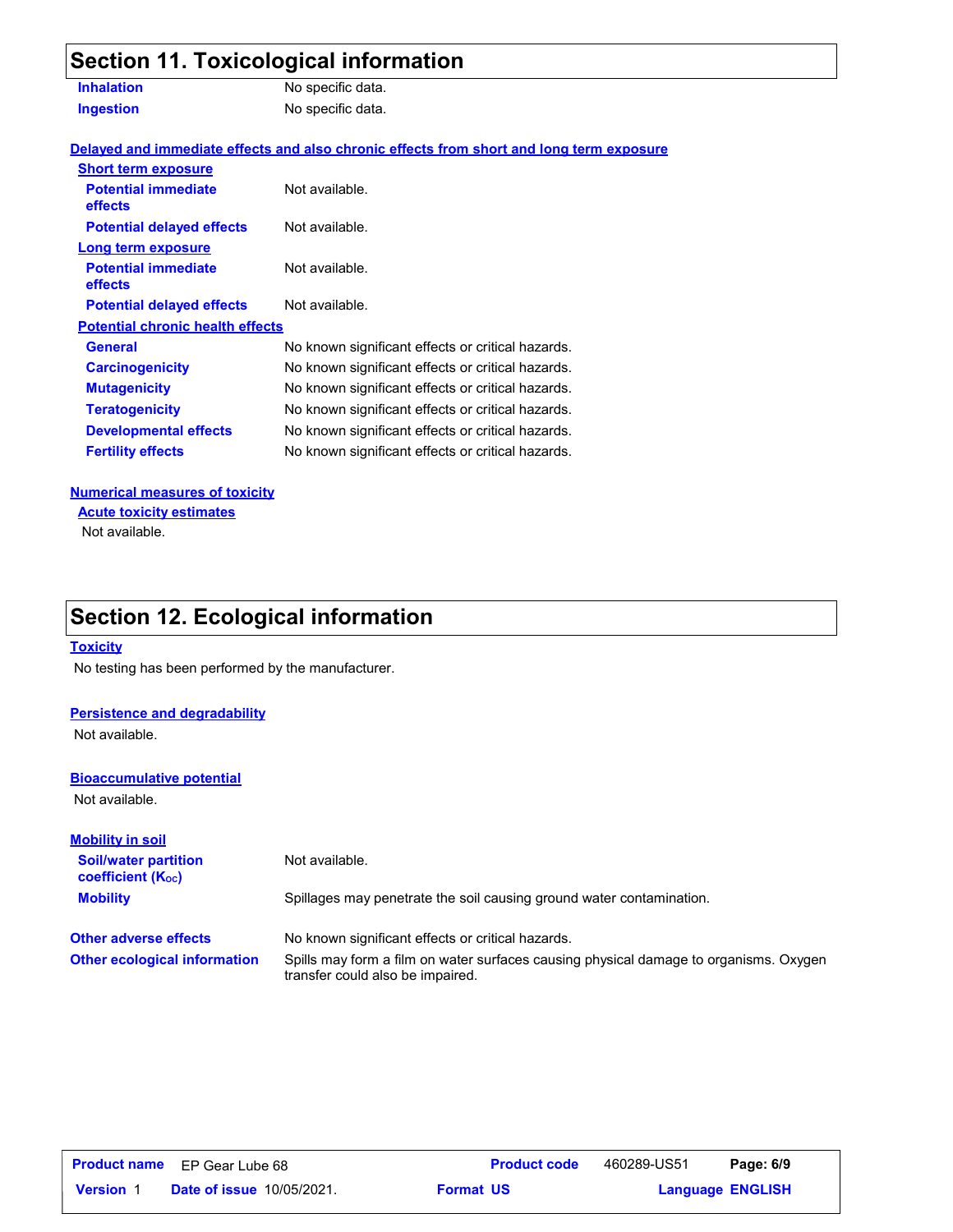## Section 11. Toxicological information

| | |
|---|---|
| **Inhalation** | No specific data. |
| **Ingestion** | No specific data. |

**Delayed and immediate effects and also chronic effects from short and long term exposure**

**Short term exposure**

| | |
|---|---|
| **Potential immediate effects** | Not available. |
| **Potential delayed effects** | Not available. |

**Long term exposure**

| | |
|---|---|
| **Potential immediate effects** | Not available. |
| **Potential delayed effects** | Not available. |

**Potential chronic health effects**

| | |
|---|---|
| **General** | No known significant effects or critical hazards. |
| **Carcinogenicity** | No known significant effects or critical hazards. |
| **Mutagenicity** | No known significant effects or critical hazards. |
| **Teratogenicity** | No known significant effects or critical hazards. |
| **Developmental effects** | No known significant effects or critical hazards. |
| **Fertility effects** | No known significant effects or critical hazards. |

**Numerical measures of toxicity**

**Acute toxicity estimates**

Not available.

## Section 12. Ecological information

**Toxicity**

No testing has been performed by the manufacturer.

**Persistence and degradability**

Not available.

**Bioaccumulative potential**

Not available.

**Mobility in soil**

| | |
|---|---|
| **Soil/water partition coefficient ($K_{OC}$)** | Not available. |
| **Mobility** | Spillages may penetrate the soil causing ground water contamination. |

| | |
|---|---|
| **Other adverse effects** | No known significant effects or critical hazards. |
| **Other ecological information** | Spills may form a film on water surfaces causing physical damage to organisms. Oxygen transfer could also be impaired. |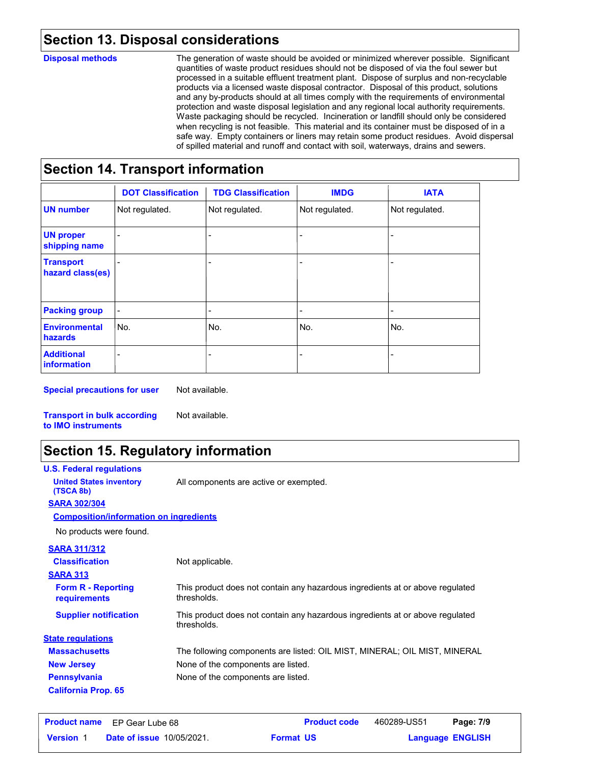## Section 13. Disposal considerations

**Disposal methods**

The generation of waste should be avoided or minimized wherever possible. Significant quantities of waste product residues should not be disposed of via the foul sewer but processed in a suitable effluent treatment plant. Dispose of surplus and non-recyclable products via a licensed waste disposal contractor. Disposal of this product, solutions and any by-products should at all times comply with the requirements of environmental protection and waste disposal legislation and any regional local authority requirements. Waste packaging should be recycled. Incineration or landfill should only be considered when recycling is not feasible. This material and its container must be disposed of in a safe way. Empty containers or liners may retain some product residues. Avoid dispersal of spilled material and runoff and contact with soil, waterways, drains and sewers.

## Section 14. Transport information

| | DOT Classification | TDG Classification | IMDG | IATA |
|---|---|---|---|---|
| **UN number** | Not regulated. | Not regulated. | Not regulated. | Not regulated. |
| **UN proper shipping name** | - | - | - | - |
| **Transport hazard class(es)** | - | - | - | - |
| **Packing group** | - | - | - | - |
| **Environmental hazards** | No. | No. | No. | No. |
| **Additional information** | - | - | - | - |

**Special precautions for user** Not available.

**Transport in bulk according to IMO instruments** Not available.

## Section 15. Regulatory information

**U.S. Federal regulations**

**United States inventory (TSCA 8b)** All components are active or exempted.

**SARA 302/304**

**Composition/information on ingredients**

No products were found.

**SARA 311/312**

**Classification** Not applicable.

**SARA 313**

**Form R - Reporting requirements** This product does not contain any hazardous ingredients at or above regulated thresholds.

**Supplier notification** This product does not contain any hazardous ingredients at or above regulated thresholds.

**State regulations**

**Massachusetts** The following components are listed: OIL MIST, MINERAL; OIL MIST, MINERAL

**New Jersey** None of the components are listed.

**Pennsylvania** None of the components are listed.

**California Prop. 65**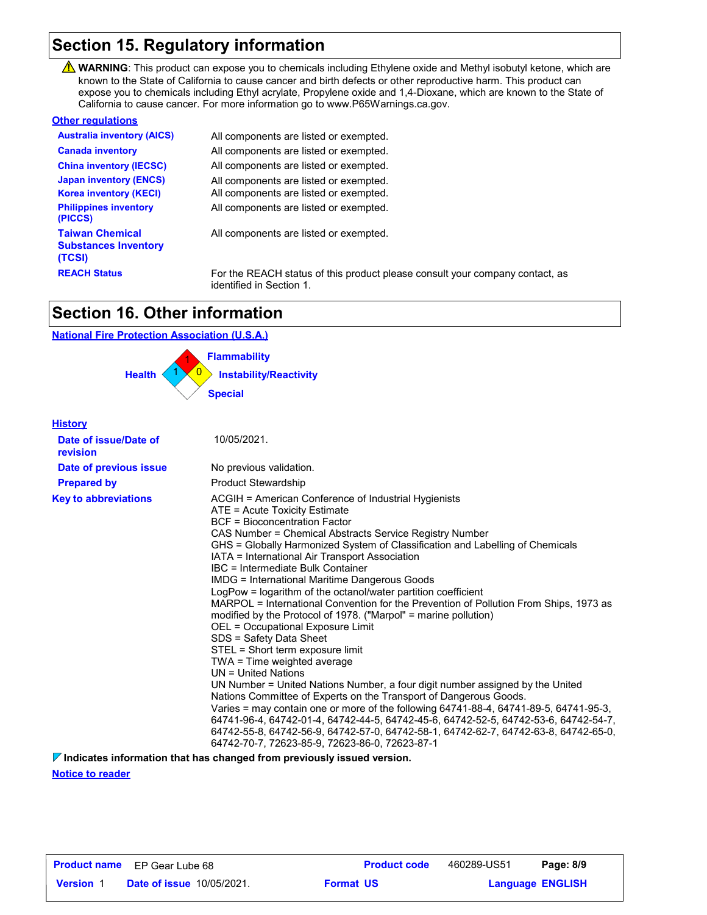## Section 15. Regulatory information

⚠ **WARNING**: This product can expose you to chemicals including Ethylene oxide and Methyl isobutyl ketone, which are known to the State of California to cause cancer and birth defects or other reproductive harm. This product can expose you to chemicals including Ethyl acrylate, Propylene oxide and 1,4-Dioxane, which are known to the State of California to cause cancer. For more information go to www.P65Warnings.ca.gov.

**Other regulations**

| | |
|---|---|
| **Australia inventory (AICS)** | All components are listed or exempted. |
| **Canada inventory** | All components are listed or exempted. |
| **China inventory (IECSC)** | All components are listed or exempted. |
| **Japan inventory (ENCS)** | All components are listed or exempted. |
| **Korea inventory (KECI)** | All components are listed or exempted. |
| **Philippines inventory (PICCS)** | All components are listed or exempted. |
| **Taiwan Chemical Substances Inventory (TCSI)** | All components are listed or exempted. |
| **REACH Status** | For the REACH status of this product please consult your company contact, as identified in Section 1. |

## Section 16. Other information

**National Fire Protection Association (U.S.A.)**

Health: 1
Flammability: 1
Instability/Reactivity: 0
Special:

**History**

| | |
|---|---|
| **Date of issue/Date of revision** | 10/05/2021. |
| **Date of previous issue** | No previous validation. |
| **Prepared by** | Product Stewardship |

**Key to abbreviations**

ACGIH = American Conference of Industrial Hygienists
ATE = Acute Toxicity Estimate
BCF = Bioconcentration Factor
CAS Number = Chemical Abstracts Service Registry Number
GHS = Globally Harmonized System of Classification and Labelling of Chemicals
IATA = International Air Transport Association
IBC = Intermediate Bulk Container
IMDG = International Maritime Dangerous Goods
LogPow = logarithm of the octanol/water partition coefficient
MARPOL = International Convention for the Prevention of Pollution From Ships, 1973 as modified by the Protocol of 1978. ("Marpol" = marine pollution)
OEL = Occupational Exposure Limit
SDS = Safety Data Sheet
STEL = Short term exposure limit
TWA = Time weighted average
UN = United Nations
UN Number = United Nations Number, a four digit number assigned by the United Nations Committee of Experts on the Transport of Dangerous Goods.
Varies = may contain one or more of the following 64741-88-4, 64741-89-5, 64741-95-3, 64741-96-4, 64742-01-4, 64742-44-5, 64742-45-6, 64742-52-5, 64742-53-6, 64742-54-7, 64742-55-8, 64742-56-9, 64742-57-0, 64742-58-1, 64742-62-7, 64742-63-8, 64742-65-0, 64742-70-7, 72623-85-9, 72623-86-0, 72623-87-1

**Indicates information that has changed from previously issued version.**

**Notice to reader**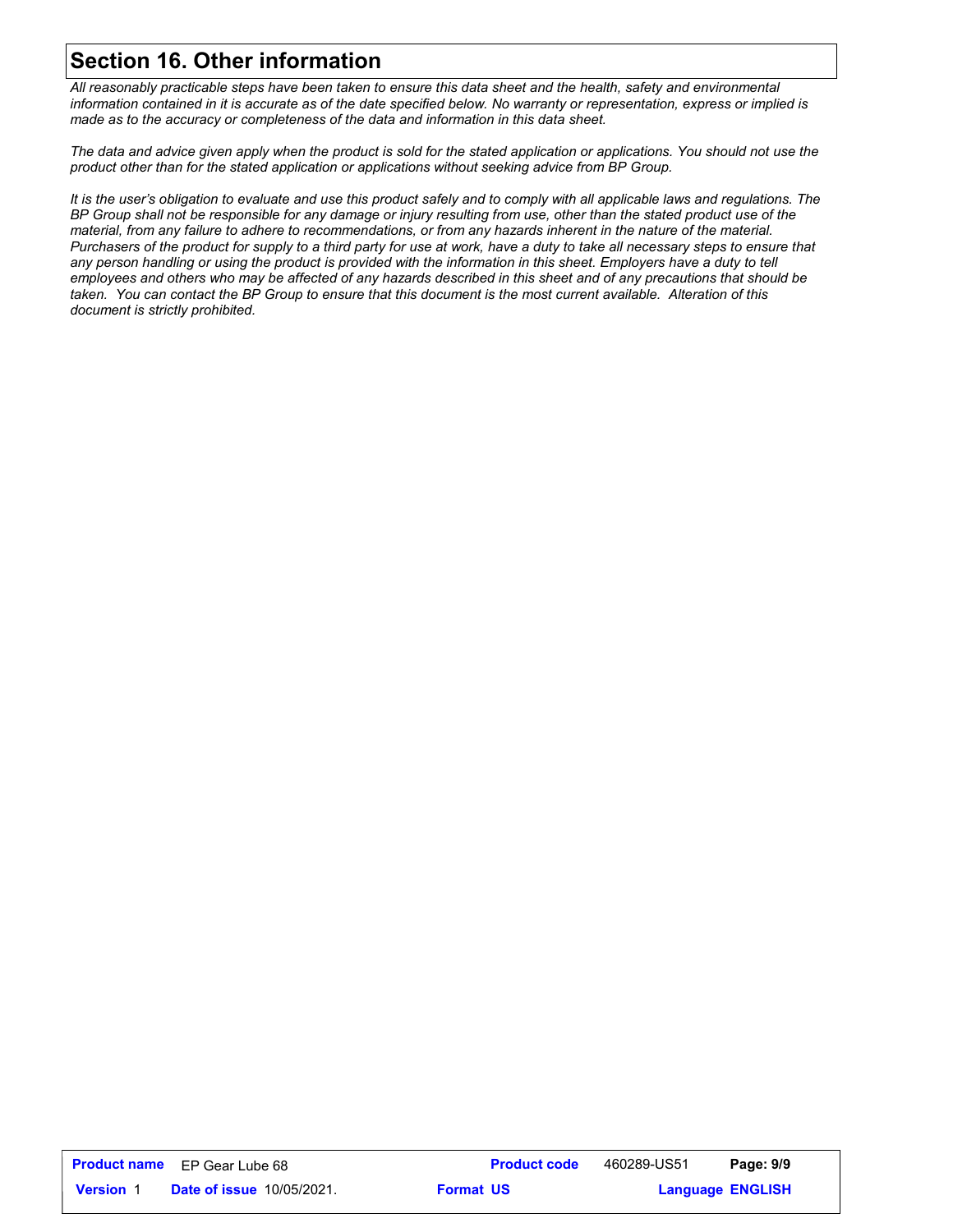## Section 16. Other information

*All reasonably practicable steps have been taken to ensure this data sheet and the health, safety and environmental information contained in it is accurate as of the date specified below. No warranty or representation, express or implied is made as to the accuracy or completeness of the data and information in this data sheet.*

*The data and advice given apply when the product is sold for the stated application or applications. You should not use the product other than for the stated application or applications without seeking advice from BP Group.*

*It is the user's obligation to evaluate and use this product safely and to comply with all applicable laws and regulations. The BP Group shall not be responsible for any damage or injury resulting from use, other than the stated product use of the material, from any failure to adhere to recommendations, or from any hazards inherent in the nature of the material. Purchasers of the product for supply to a third party for use at work, have a duty to take all necessary steps to ensure that any person handling or using the product is provided with the information in this sheet. Employers have a duty to tell employees and others who may be affected of any hazards described in this sheet and of any precautions that should be taken. You can contact the BP Group to ensure that this document is the most current available. Alteration of this document is strictly prohibited.*